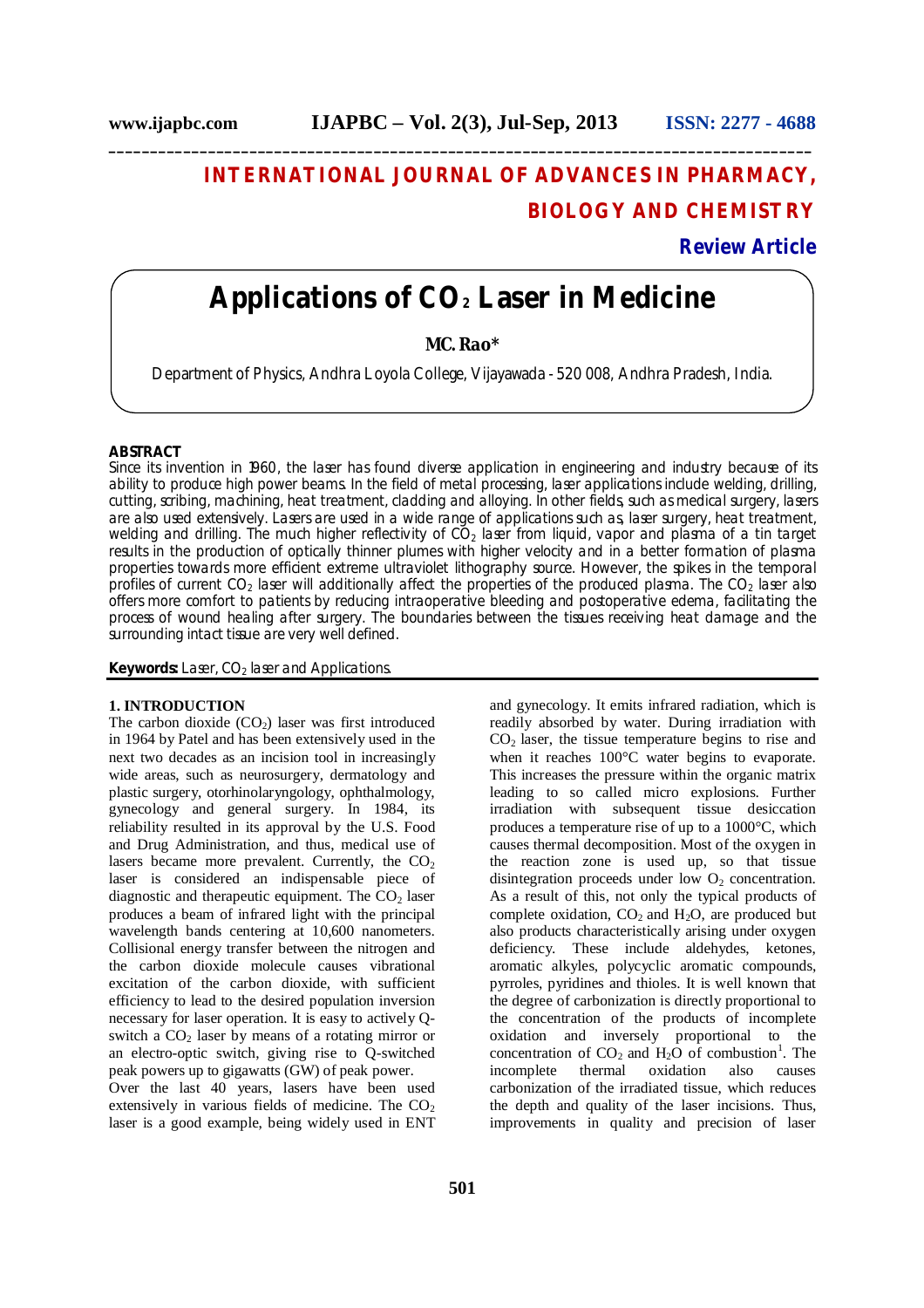# INTERNATIONAL JOURNAL OF ADVANCES IN PHARMACY, BIOLOGY AND CHEMISTRY

**Review Article**

# Applications of $CO_2$ Laser in Medicine

**MC. Rao***

Department of Physics, Andhra Loyola College, Vijayawada - 520 008, Andhra Pradesh, India.

## ABSTRACT

Since its invention in 1960, the laser has found diverse application in engineering and industry because of its ability to produce high power beams. In the field of metal processing, laser applications include welding, drilling, cutting, scribing, machining, heat treatment, cladding and alloying. In other fields, such as medical surgery, lasers are also used extensively. Lasers are used in a wide range of applications such as, laser surgery, heat treatment, welding and drilling. The much higher reflectivity of $CO_2$ laser from liquid, vapor and plasma of a tin target results in the production of optically thinner plumes with higher velocity and in a better formation of plasma properties towards more efficient extreme ultraviolet lithography source. However, the spikes in the temporal profiles of current $CO_2$ laser will additionally affect the properties of the produced plasma. The $CO_2$ laser also offers more comfort to patients by reducing intraoperative bleeding and postoperative edema, facilitating the process of wound healing after surgery. The boundaries between the tissues receiving heat damage and the surrounding intact tissue are very well defined.

**Keywords:** Laser, $CO_2$ laser and Applications.

## 1. INTRODUCTION

The carbon dioxide ($CO_2$) laser was first introduced in 1964 by Patel and has been extensively used in the next two decades as an incision tool in increasingly wide areas, such as neurosurgery, dermatology and plastic surgery, otorhinolaryngology, ophthalmology, gynecology and general surgery. In 1984, its reliability resulted in its approval by the U.S. Food and Drug Administration, and thus, medical use of lasers became more prevalent. Currently, the $CO_2$ laser is considered an indispensable piece of diagnostic and therapeutic equipment. The $CO_2$ laser produces a beam of infrared light with the principal wavelength bands centering at 10,600 nanometers. Collisional energy transfer between the nitrogen and the carbon dioxide molecule causes vibrational excitation of the carbon dioxide, with sufficient efficiency to lead to the desired population inversion necessary for laser operation. It is easy to actively Q-switch a $CO_2$ laser by means of a rotating mirror or an electro-optic switch, giving rise to Q-switched peak powers up to gigawatts (GW) of peak power.

Over the last 40 years, lasers have been used extensively in various fields of medicine. The $CO_2$ laser is a good example, being widely used in ENT and gynecology. It emits infrared radiation, which is readily absorbed by water. During irradiation with $CO_2$ laser, the tissue temperature begins to rise and when it reaches 100°C water begins to evaporate. This increases the pressure within the organic matrix leading to so called micro explosions. Further irradiation with subsequent tissue desiccation produces a temperature rise of up to a 1000°C, which causes thermal decomposition. Most of the oxygen in the reaction zone is used up, so that tissue disintegration proceeds under low $O_2$ concentration. As a result of this, not only the typical products of complete oxidation, $CO_2$ and $H_2O$, are produced but also products characteristically arising under oxygen deficiency. These include aldehydes, ketones, aromatic alkyles, polycyclic aromatic compounds, pyrroles, pyridines and thioles. It is well known that the degree of carbonization is directly proportional to the concentration of the products of incomplete oxidation and inversely proportional to the concentration of $CO_2$ and $H_2O$ of combustion[1]. The incomplete thermal oxidation also causes carbonization of the irradiated tissue, which reduces the depth and quality of the laser incisions. Thus, improvements in quality and precision of laser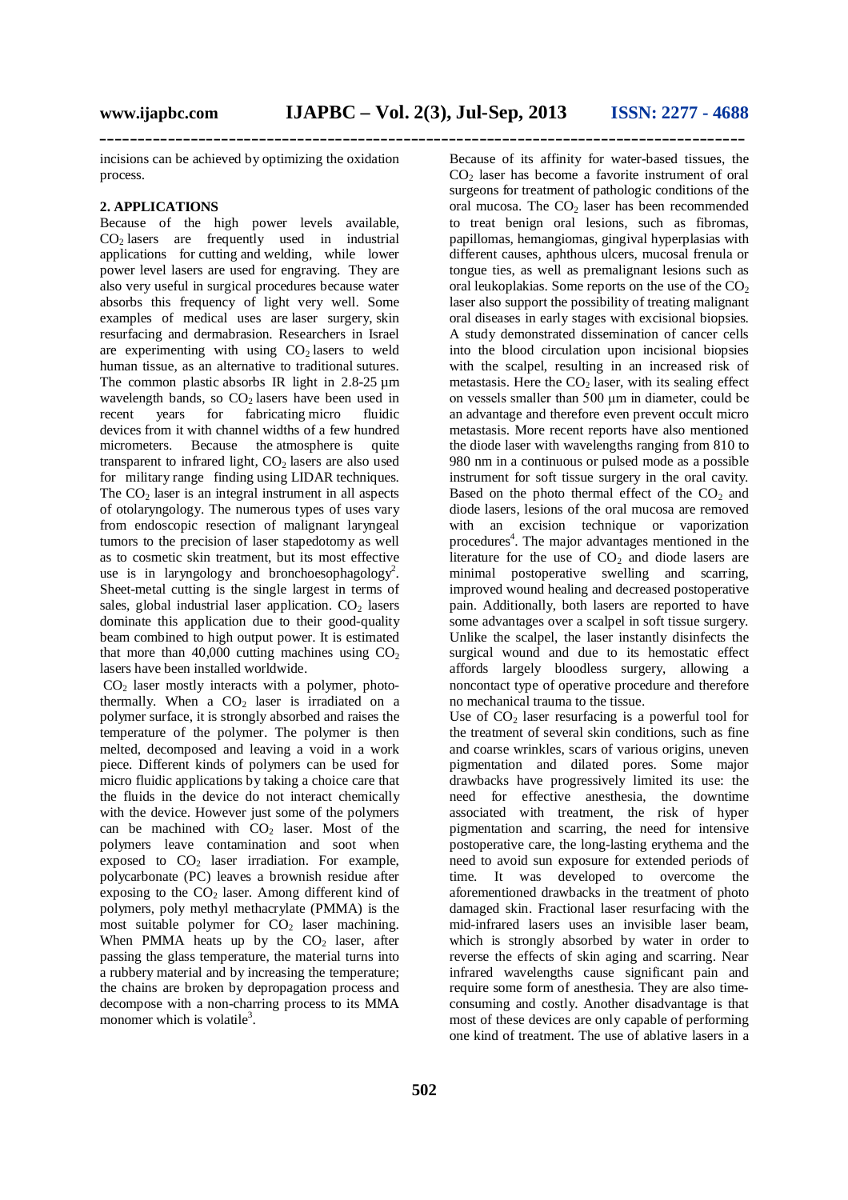incisions can be achieved by optimizing the oxidation process.

## 2. APPLICATIONS

Because of the high power levels available, $CO_2$ lasers are frequently used in industrial applications for cutting and welding, while lower power level lasers are used for engraving. They are also very useful in surgical procedures because water absorbs this frequency of light very well. Some examples of medical uses are laser surgery, skin resurfacing and dermabrasion. Researchers in Israel are experimenting with using $CO_2$ lasers to weld human tissue, as an alternative to traditional sutures. The common plastic absorbs IR light in 2.8-25 µm wavelength bands, so $CO_2$ lasers have been used in recent years for fabricating micro fluidic devices from it with channel widths of a few hundred micrometers. Because the atmosphere is quite transparent to infrared light, $CO_2$ lasers are also used for military range finding using LIDAR techniques. The $CO_2$ laser is an integral instrument in all aspects of otolaryngology. The numerous types of uses vary from endoscopic resection of malignant laryngeal tumors to the precision of laser stapedotomy as well as to cosmetic skin treatment, but its most effective use is in laryngology and bronchoesophagology[2]. Sheet-metal cutting is the single largest in terms of sales, global industrial laser application. $CO_2$ lasers dominate this application due to their good-quality beam combined to high output power. It is estimated that more than 40,000 cutting machines using $CO_2$ lasers have been installed worldwide.

$CO_2$ laser mostly interacts with a polymer, photo-thermally. When a $CO_2$ laser is irradiated on a polymer surface, it is strongly absorbed and raises the temperature of the polymer. The polymer is then melted, decomposed and leaving a void in a work piece. Different kinds of polymers can be used for micro fluidic applications by taking a choice care that the fluids in the device do not interact chemically with the device. However just some of the polymers can be machined with $CO_2$ laser. Most of the polymers leave contamination and soot when exposed to $CO_2$ laser irradiation. For example, polycarbonate (PC) leaves a brownish residue after exposing to the $CO_2$ laser. Among different kind of polymers, poly methyl methacrylate (PMMA) is the most suitable polymer for $CO_2$ laser machining. When PMMA heats up by the $CO_2$ laser, after passing the glass temperature, the material turns into a rubbery material and by increasing the temperature; the chains are broken by depropagation process and decompose with a non-charring process to its MMA monomer which is volatile[3].

Because of its affinity for water-based tissues, the $CO_2$ laser has become a favorite instrument of oral surgeons for treatment of pathologic conditions of the oral mucosa. The $CO_2$ laser has been recommended to treat benign oral lesions, such as fibromas, papillomas, hemangiomas, gingival hyperplasias with different causes, aphthous ulcers, mucosal frenula or tongue ties, as well as premalignant lesions such as oral leukoplakias. Some reports on the use of the $CO_2$ laser also support the possibility of treating malignant oral diseases in early stages with excisional biopsies. A study demonstrated dissemination of cancer cells into the blood circulation upon incisional biopsies with the scalpel, resulting in an increased risk of metastasis. Here the $CO_2$ laser, with its sealing effect on vessels smaller than 500 µm in diameter, could be an advantage and therefore even prevent occult micro metastasis. More recent reports have also mentioned the diode laser with wavelengths ranging from 810 to 980 nm in a continuous or pulsed mode as a possible instrument for soft tissue surgery in the oral cavity. Based on the photo thermal effect of the $CO_2$ and diode lasers, lesions of the oral mucosa are removed with an excision technique or vaporization procedures[4]. The major advantages mentioned in the literature for the use of $CO_2$ and diode lasers are minimal postoperative swelling and scarring, improved wound healing and decreased postoperative pain. Additionally, both lasers are reported to have some advantages over a scalpel in soft tissue surgery. Unlike the scalpel, the laser instantly disinfects the surgical wound and due to its hemostatic effect affords largely bloodless surgery, allowing a noncontact type of operative procedure and therefore no mechanical trauma to the tissue.

Use of $CO_2$ laser resurfacing is a powerful tool for the treatment of several skin conditions, such as fine and coarse wrinkles, scars of various origins, uneven pigmentation and dilated pores. Some major drawbacks have progressively limited its use: the need for effective anesthesia, the downtime associated with treatment, the risk of hyper pigmentation and scarring, the need for intensive postoperative care, the long-lasting erythema and the need to avoid sun exposure for extended periods of time. It was developed to overcome the aforementioned drawbacks in the treatment of photo damaged skin. Fractional laser resurfacing with the mid-infrared lasers uses an invisible laser beam, which is strongly absorbed by water in order to reverse the effects of skin aging and scarring. Near infrared wavelengths cause significant pain and require some form of anesthesia. They are also time-consuming and costly. Another disadvantage is that most of these devices are only capable of performing one kind of treatment. The use of ablative lasers in a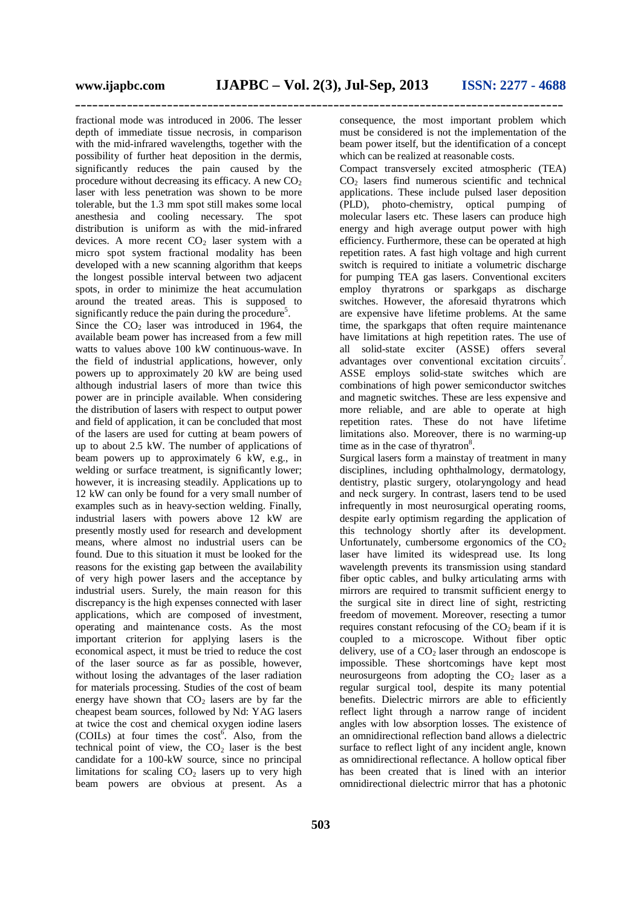fractional mode was introduced in 2006. The lesser depth of immediate tissue necrosis, in comparison with the mid-infrared wavelengths, together with the possibility of further heat deposition in the dermis, significantly reduces the pain caused by the procedure without decreasing its efficacy. A new $CO_2$ laser with less penetration was shown to be more tolerable, but the 1.3 mm spot still makes some local anesthesia and cooling necessary. The spot distribution is uniform as with the mid-infrared devices. A more recent $CO_2$ laser system with a micro spot system fractional modality has been developed with a new scanning algorithm that keeps the longest possible interval between two adjacent spots, in order to minimize the heat accumulation around the treated areas. This is supposed to significantly reduce the pain during the procedure[5].

Since the $CO_2$ laser was introduced in 1964, the available beam power has increased from a few mill watts to values above 100 kW continuous-wave. In the field of industrial applications, however, only powers up to approximately 20 kW are being used although industrial lasers of more than twice this power are in principle available. When considering the distribution of lasers with respect to output power and field of application, it can be concluded that most of the lasers are used for cutting at beam powers of up to about 2.5 kW. The number of applications of beam powers up to approximately 6 kW, e.g., in welding or surface treatment, is significantly lower; however, it is increasing steadily. Applications up to 12 kW can only be found for a very small number of examples such as in heavy-section welding. Finally, industrial lasers with powers above 12 kW are presently mostly used for research and development means, where almost no industrial users can be found. Due to this situation it must be looked for the reasons for the existing gap between the availability of very high power lasers and the acceptance by industrial users. Surely, the main reason for this discrepancy is the high expenses connected with laser applications, which are composed of investment, operating and maintenance costs. As the most important criterion for applying lasers is the economical aspect, it must be tried to reduce the cost of the laser source as far as possible, however, without losing the advantages of the laser radiation for materials processing. Studies of the cost of beam energy have shown that $CO_2$ lasers are by far the cheapest beam sources, followed by Nd: YAG lasers at twice the cost and chemical oxygen iodine lasers (COILs) at four times the cost[6]. Also, from the technical point of view, the $CO_2$ laser is the best candidate for a 100-kW source, since no principal limitations for scaling $CO_2$ lasers up to very high beam powers are obvious at present. As a consequence, the most important problem which must be considered is not the implementation of the beam power itself, but the identification of a concept which can be realized at reasonable costs.

Compact transversely excited atmospheric (TEA) $CO_2$ lasers find numerous scientific and technical applications. These include pulsed laser deposition (PLD), photo-chemistry, optical pumping of molecular lasers etc. These lasers can produce high energy and high average output power with high efficiency. Furthermore, these can be operated at high repetition rates. A fast high voltage and high current switch is required to initiate a volumetric discharge for pumping TEA gas lasers. Conventional exciters employ thyratrons or sparkgaps as discharge switches. However, the aforesaid thyratrons which are expensive have lifetime problems. At the same time, the sparkgaps that often require maintenance have limitations at high repetition rates. The use of all solid-state exciter (ASSE) offers several advantages over conventional excitation circuits[7]. ASSE employs solid-state switches which are combinations of high power semiconductor switches and magnetic switches. These are less expensive and more reliable, and are able to operate at high repetition rates. These do not have lifetime limitations also. Moreover, there is no warming-up time as in the case of thyratron[8].

Surgical lasers form a mainstay of treatment in many disciplines, including ophthalmology, dermatology, dentistry, plastic surgery, otolaryngology and head and neck surgery. In contrast, lasers tend to be used infrequently in most neurosurgical operating rooms, despite early optimism regarding the application of this technology shortly after its development. Unfortunately, cumbersome ergonomics of the $CO_2$ laser have limited its widespread use. Its long wavelength prevents its transmission using standard fiber optic cables, and bulky articulating arms with mirrors are required to transmit sufficient energy to the surgical site in direct line of sight, restricting freedom of movement. Moreover, resecting a tumor requires constant refocusing of the $CO_2$ beam if it is coupled to a microscope. Without fiber optic delivery, use of a $CO_2$ laser through an endoscope is impossible. These shortcomings have kept most neurosurgeons from adopting the $CO_2$ laser as a regular surgical tool, despite its many potential benefits. Dielectric mirrors are able to efficiently reflect light through a narrow range of incident angles with low absorption losses. The existence of an omnidirectional reflection band allows a dielectric surface to reflect light of any incident angle, known as omnidirectional reflectance. A hollow optical fiber has been created that is lined with an interior omnidirectional dielectric mirror that has a photonic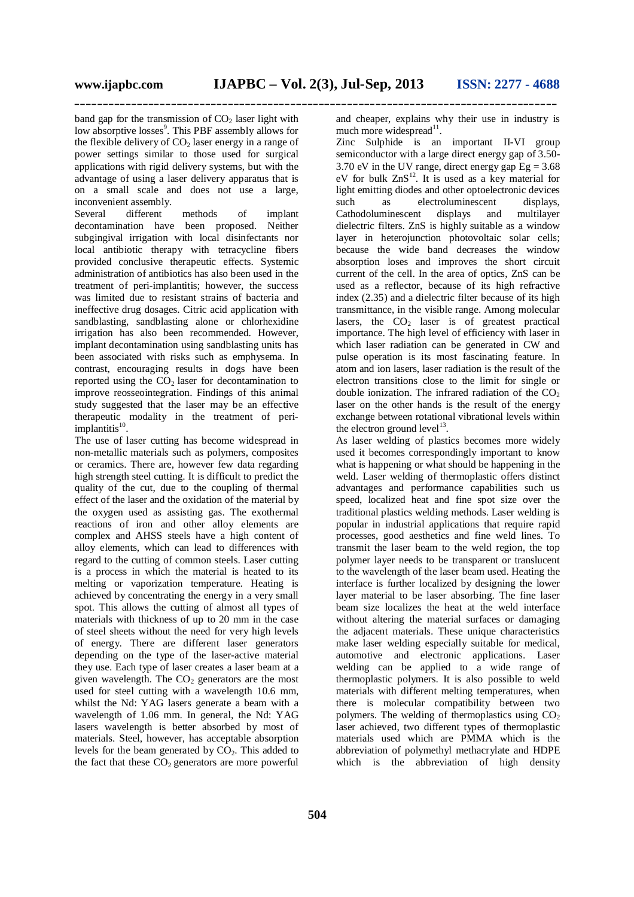band gap for the transmission of $CO_2$ laser light with low absorptive losses[9]. This PBF assembly allows for the flexible delivery of $CO_2$ laser energy in a range of power settings similar to those used for surgical applications with rigid delivery systems, but with the advantage of using a laser delivery apparatus that is on a small scale and does not use a large, inconvenient assembly.

Several different methods of implant decontamination have been proposed. Neither subgingival irrigation with local disinfectants nor local antibiotic therapy with tetracycline fibers provided conclusive therapeutic effects. Systemic administration of antibiotics has also been used in the treatment of peri-implantitis; however, the success was limited due to resistant strains of bacteria and ineffective drug dosages. Citric acid application with sandblasting, sandblasting alone or chlorhexidine irrigation has also been recommended. However, implant decontamination using sandblasting units has been associated with risks such as emphysema. In contrast, encouraging results in dogs have been reported using the $CO_2$ laser for decontamination to improve reosseointegration. Findings of this animal study suggested that the laser may be an effective therapeutic modality in the treatment of peri-implantitis[10].

The use of laser cutting has become widespread in non-metallic materials such as polymers, composites or ceramics. There are, however few data regarding high strength steel cutting. It is difficult to predict the quality of the cut, due to the coupling of thermal effect of the laser and the oxidation of the material by the oxygen used as assisting gas. The exothermal reactions of iron and other alloy elements are complex and AHSS steels have a high content of alloy elements, which can lead to differences with regard to the cutting of common steels. Laser cutting is a process in which the material is heated to its melting or vaporization temperature. Heating is achieved by concentrating the energy in a very small spot. This allows the cutting of almost all types of materials with thickness of up to 20 mm in the case of steel sheets without the need for very high levels of energy. There are different laser generators depending on the type of the laser-active material they use. Each type of laser creates a laser beam at a given wavelength. The $CO_2$ generators are the most used for steel cutting with a wavelength 10.6 mm, whilst the Nd: YAG lasers generate a beam with a wavelength of 1.06 mm. In general, the Nd: YAG lasers wavelength is better absorbed by most of materials. Steel, however, has acceptable absorption levels for the beam generated by $CO_2$. This added to the fact that these $CO_2$ generators are more powerful and cheaper, explains why their use in industry is much more widespread[11].

Zinc Sulphide is an important II-VI group semiconductor with a large direct energy gap of 3.50-3.70 eV in the UV range, direct energy gap $Eg = 3.68$ eV for bulk ZnS[12]. It is used as a key material for light emitting diodes and other optoelectronic devices such as electroluminescent displays, Cathodoluminescent displays and multilayer dielectric filters. ZnS is highly suitable as a window layer in heterojunction photovoltaic solar cells; because the wide band decreases the window absorption loses and improves the short circuit current of the cell. In the area of optics, ZnS can be used as a reflector, because of its high refractive index (2.35) and a dielectric filter because of its high transmittance, in the visible range. Among molecular lasers, the $CO_2$ laser is of greatest practical importance. The high level of efficiency with laser in which laser radiation can be generated in CW and pulse operation is its most fascinating feature. In atom and ion lasers, laser radiation is the result of the electron transitions close to the limit for single or double ionization. The infrared radiation of the $CO_2$ laser on the other hands is the result of the energy exchange between rotational vibrational levels within the electron ground level[13].

As laser welding of plastics becomes more widely used it becomes correspondingly important to know what is happening or what should be happening in the weld. Laser welding of thermoplastic offers distinct advantages and performance capabilities such us speed, localized heat and fine spot size over the traditional plastics welding methods. Laser welding is popular in industrial applications that require rapid processes, good aesthetics and fine weld lines. To transmit the laser beam to the weld region, the top polymer layer needs to be transparent or translucent to the wavelength of the laser beam used. Heating the interface is further localized by designing the lower layer material to be laser absorbing. The fine laser beam size localizes the heat at the weld interface without altering the material surfaces or damaging the adjacent materials. These unique characteristics make laser welding especially suitable for medical, automotive and electronic applications. Laser welding can be applied to a wide range of thermoplastic polymers. It is also possible to weld materials with different melting temperatures, when there is molecular compatibility between two polymers. The welding of thermoplastics using $CO_2$ laser achieved, two different types of thermoplastic materials used which are PMMA which is the abbreviation of polymethyl methacrylate and HDPE which is the abbreviation of high density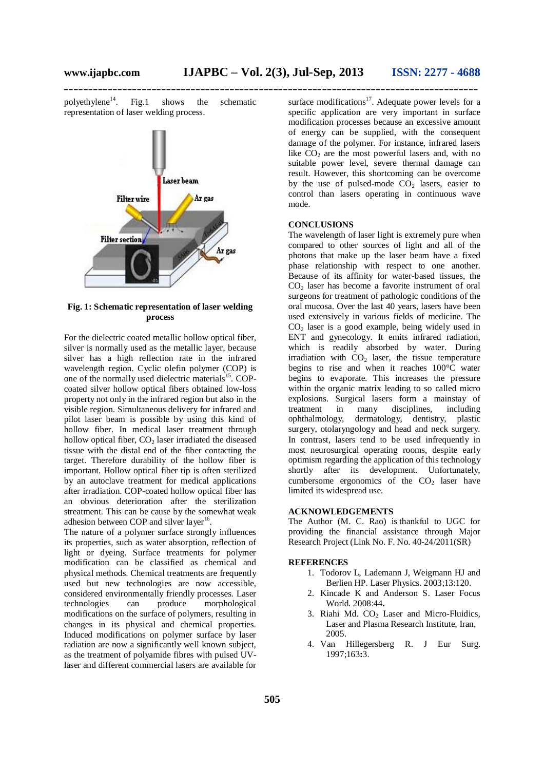polyethylene[14]. Fig.1 shows the schematic representation of laser welding process.

**Fig. 1: Schematic representation of laser welding process**

For the dielectric coated metallic hollow optical fiber, silver is normally used as the metallic layer, because silver has a high reflection rate in the infrared wavelength region. Cyclic olefin polymer (COP) is one of the normally used dielectric materials[15]. COP-coated silver hollow optical fibers obtained low-loss property not only in the infrared region but also in the visible region. Simultaneous delivery for infrared and pilot laser beam is possible by using this kind of hollow fiber. In medical laser treatment through hollow optical fiber, $CO_2$ laser irradiated the diseased tissue with the distal end of the fiber contacting the target. Therefore durability of the hollow fiber is important. Hollow optical fiber tip is often sterilized by an autoclave treatment for medical applications after irradiation. COP-coated hollow optical fiber has an obvious deterioration after the sterilization streatment. This can be cause by the somewhat weak adhesion between COP and silver layer[16].

The nature of a polymer surface strongly influences its properties, such as water absorption, reflection of light or dyeing. Surface treatments for polymer modification can be classified as chemical and physical methods. Chemical treatments are frequently used but new technologies are now accessible, considered environmentally friendly processes. Laser technologies can produce morphological modifications on the surface of polymers, resulting in changes in its physical and chemical properties. Induced modifications on polymer surface by laser radiation are now a significantly well known subject, as the treatment of polyamide fibres with pulsed UV-laser and different commercial lasers are available for surface modifications[17]. Adequate power levels for a specific application are very important in surface modification processes because an excessive amount of energy can be supplied, with the consequent damage of the polymer. For instance, infrared lasers like $CO_2$ are the most powerful lasers and, with no suitable power level, severe thermal damage can result. However, this shortcoming can be overcome by the use of pulsed-mode $CO_2$ lasers, easier to control than lasers operating in continuous wave mode.

## CONCLUSIONS

The wavelength of laser light is extremely pure when compared to other sources of light and all of the photons that make up the laser beam have a fixed phase relationship with respect to one another. Because of its affinity for water-based tissues, the $CO_2$ laser has become a favorite instrument of oral surgeons for treatment of pathologic conditions of the oral mucosa. Over the last 40 years, lasers have been used extensively in various fields of medicine. The $CO_2$ laser is a good example, being widely used in ENT and gynecology. It emits infrared radiation, which is readily absorbed by water. During irradiation with $CO_2$ laser, the tissue temperature begins to rise and when it reaches 100°C water begins to evaporate. This increases the pressure within the organic matrix leading to so called micro explosions. Surgical lasers form a mainstay of treatment in many disciplines, including ophthalmology, dermatology, dentistry, plastic surgery, otolaryngology and head and neck surgery. In contrast, lasers tend to be used infrequently in most neurosurgical operating rooms, despite early optimism regarding the application of this technology shortly after its development. Unfortunately, cumbersome ergonomics of the $CO_2$ laser have limited its widespread use.

## ACKNOWLEDGEMENTS

The Author (M. C. Rao) is thankful to UGC for providing the financial assistance through Major Research Project (Link No. F. No. 40-24/2011(SR)

## REFERENCES

1. Todorov L, Lademann J, Weigmann HJ and Berlien HP. Laser Physics. 2003;13:120.
2. Kincade K and Anderson S. Laser Focus World. 2008:44**.**
3. Riahi Md. $CO_2$ Laser and Micro-Fluidics, Laser and Plasma Research Institute, Iran, 2005.
4. Van Hillegersberg R. J Eur Surg. 1997;163**:**3.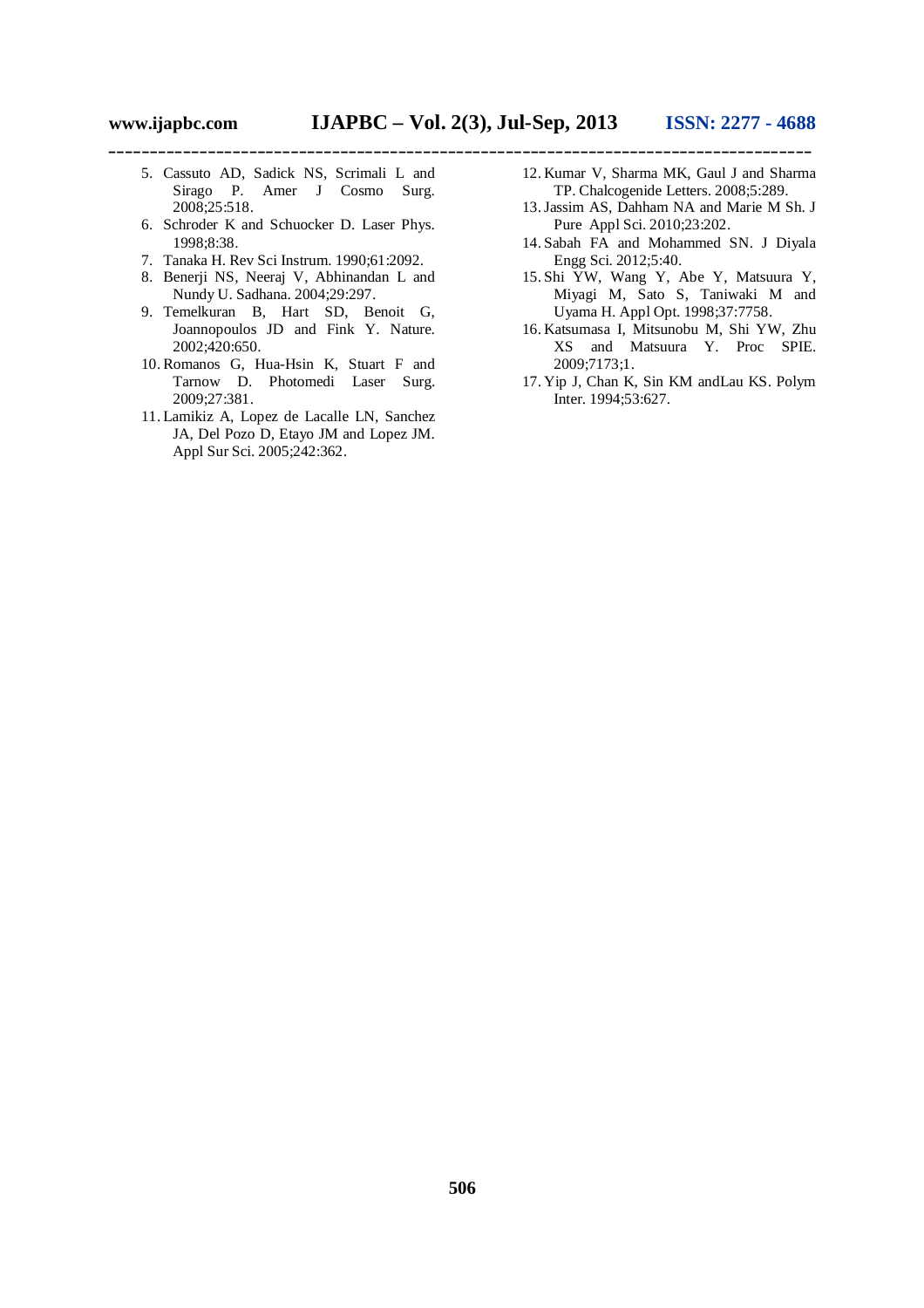5. Cassuto AD, Sadick NS, Scrimali L and Sirago P. Amer J Cosmo Surg. 2008;25:518.
6. Schroder K and Schuocker D. Laser Phys. 1998;8:38.
7. Tanaka H. Rev Sci Instrum. 1990;61:2092.
8. Benerji NS, Neeraj V, Abhinandan L and Nundy U. Sadhana. 2004;29:297.
9. Temelkuran B, Hart SD, Benoit G, Joannopoulos JD and Fink Y. Nature. 2002;420:650.
10. Romanos G, Hua-Hsin K, Stuart F and Tarnow D. Photomedi Laser Surg. 2009;27:381.
11. Lamikiz A, Lopez de Lacalle LN, Sanchez JA, Del Pozo D, Etayo JM and Lopez JM. Appl Sur Sci. 2005;242:362.
12. Kumar V, Sharma MK, Gaul J and Sharma TP. Chalcogenide Letters. 2008;5:289.
13. Jassim AS, Dahham NA and Marie M Sh. J Pure Appl Sci. 2010;23:202.
14. Sabah FA and Mohammed SN. J Diyala Engg Sci. 2012;5:40.
15. Shi YW, Wang Y, Abe Y, Matsuura Y, Miyagi M, Sato S, Taniwaki M and Uyama H. Appl Opt. 1998;37:7758.
16. Katsumasa I, Mitsunobu M, Shi YW, Zhu XS and Matsuura Y. Proc SPIE. 2009;7173;1.
17. Yip J, Chan K, Sin KM andLau KS. Polym Inter. 1994;53:627.